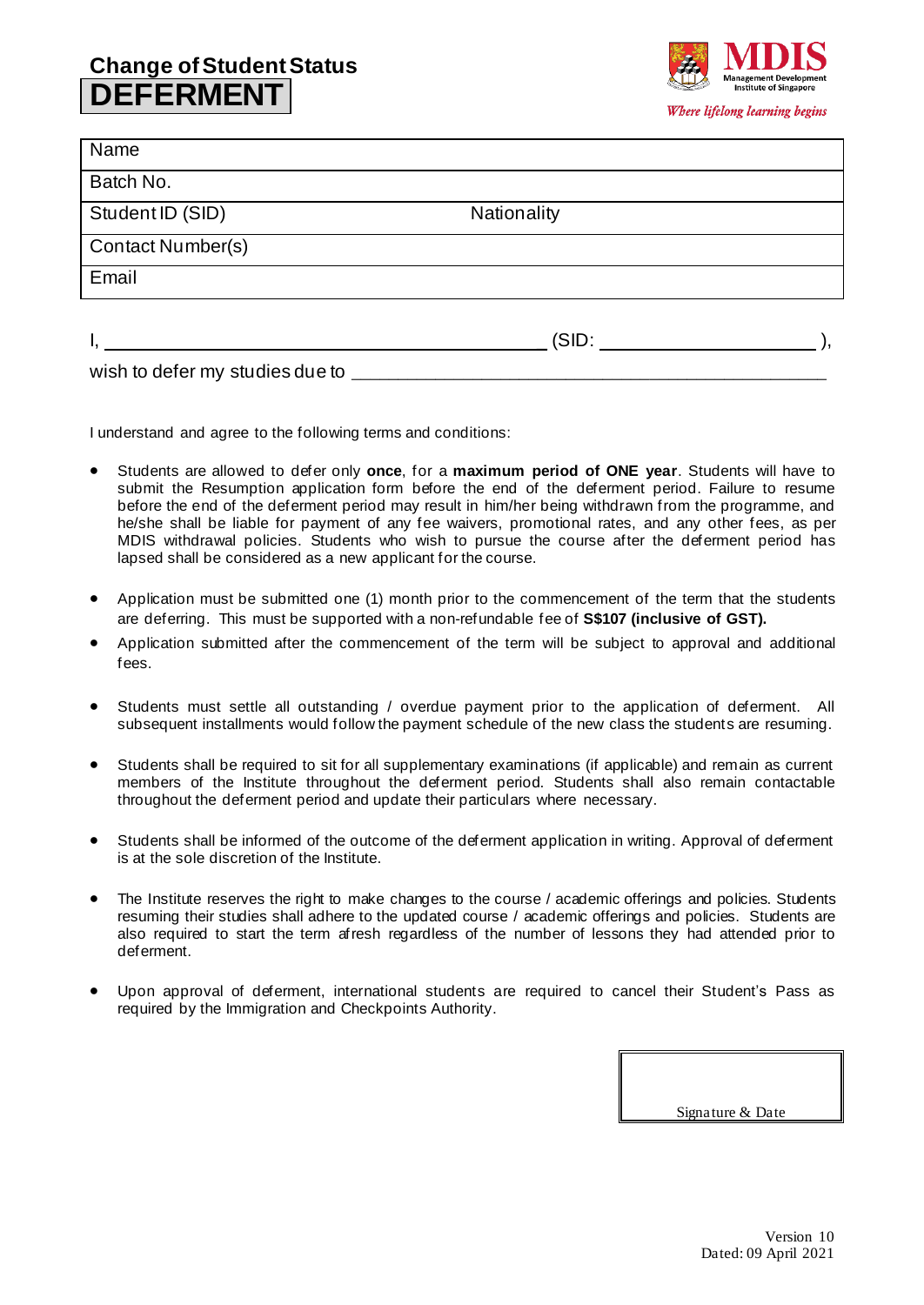## Change of Student Status

# DEFERMENT

**MDIS** Management Development Institute of Singapore

*Where lifelong learning begins*

| Name | |
|---|---|
| Batch No. | |
| Student ID (SID) | Nationality |
| Contact Number(s) | |
| Email | |

I, \_\_\_\_\_\_\_\_\_\_\_\_\_\_\_\_\_\_\_\_\_\_\_\_\_\_\_\_\_\_\_\_\_\_\_\_\_\_\_\_ (SID: \_\_\_\_\_\_\_\_\_\_\_\_\_\_\_\_\_\_\_\_ ),

wish to defer my studies due to \_\_\_\_\_\_\_\_\_\_\_\_\_\_\_\_\_\_\_\_\_\_\_\_\_\_\_\_\_\_\_\_\_\_\_\_\_\_\_\_\_\_\_\_\_\_\_\_

I understand and agree to the following terms and conditions:

- Students are allowed to defer only **once**, for a **maximum period of ONE year**. Students will have to submit the Resumption application form before the end of the deferment period. Failure to resume before the end of the deferment period may result in him/her being withdrawn from the programme, and he/she shall be liable for payment of any fee waivers, promotional rates, and any other fees, as per MDIS withdrawal policies. Students who wish to pursue the course after the deferment period has lapsed shall be considered as a new applicant for the course.
- Application must be submitted one (1) month prior to the commencement of the term that the students are deferring. This must be supported with a non-refundable fee of **S$107 (inclusive of GST).**
- Application submitted after the commencement of the term will be subject to approval and additional fees.
- Students must settle all outstanding / overdue payment prior to the application of deferment. All subsequent installments would follow the payment schedule of the new class the students are resuming.
- Students shall be required to sit for all supplementary examinations (if applicable) and remain as current members of the Institute throughout the deferment period. Students shall also remain contactable throughout the deferment period and update their particulars where necessary.
- Students shall be informed of the outcome of the deferment application in writing. Approval of deferment is at the sole discretion of the Institute.
- The Institute reserves the right to make changes to the course / academic offerings and policies. Students resuming their studies shall adhere to the updated course / academic offerings and policies. Students are also required to start the term afresh regardless of the number of lessons they had attended prior to deferment.
- Upon approval of deferment, international students are required to cancel their Student's Pass as required by the Immigration and Checkpoints Authority.

| |
|---|
| Signature & Date |

Version 10
Dated: 09 April 2021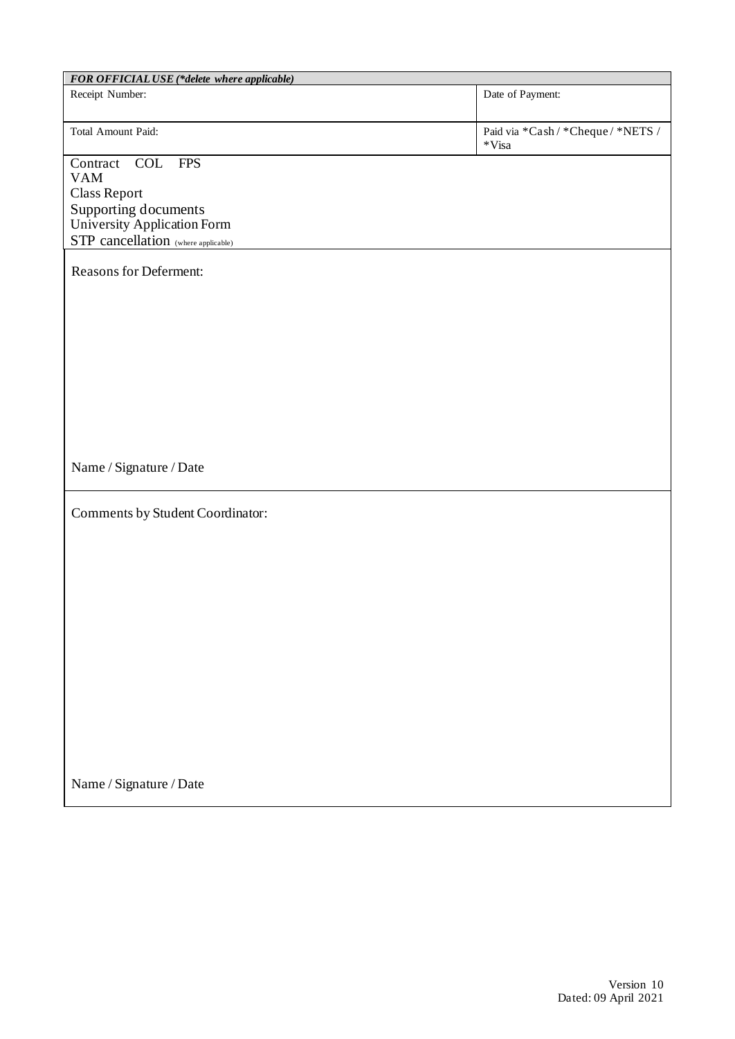| *FOR OFFICIAL USE (*delete where applicable)* | |
|---|---|
| Receipt Number: | Date of Payment: |
| Total Amount Paid: | Paid via *Cash / *Cheque / *NETS / *Visa |

Contract COL FPS
VAM
Class Report
Supporting documents
University Application Form
STP cancellation (where applicable)

Reasons for Deferment:

Name / Signature / Date

Comments by Student Coordinator:

Name / Signature / Date

Version 10
Dated: 09 April 2021